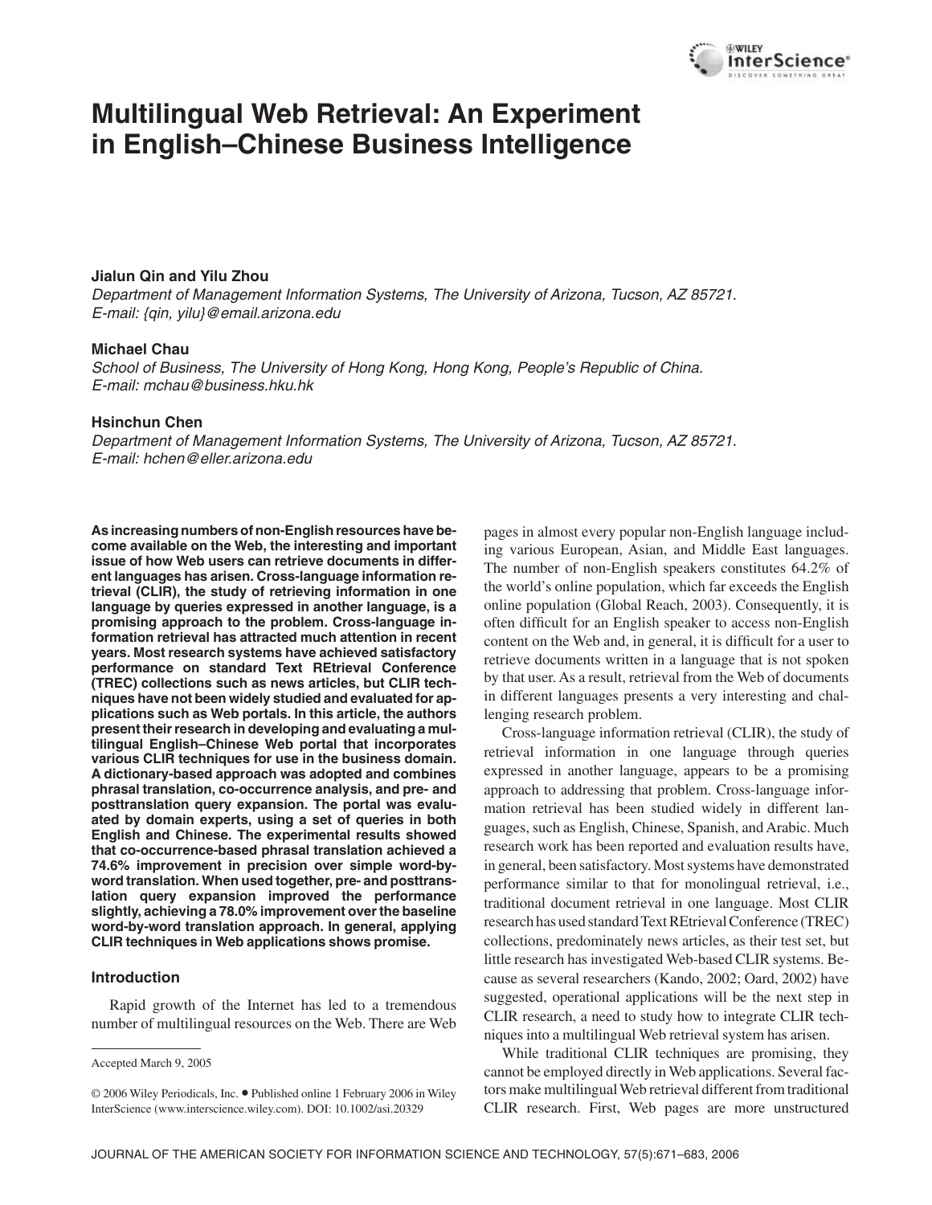# Multilingual Web Retrieval: An Experiment in English–Chinese Business Intelligence

**Jialun Qin and Yilu Zhou**

*Department of Management Information Systems, The University of Arizona, Tucson, AZ 85721. E-mail: {qin, yilu}@email.arizona.edu*

**Michael Chau**

*School of Business, The University of Hong Kong, Hong Kong, People's Republic of China. E-mail: mchau@business.hku.hk*

**Hsinchun Chen**

*Department of Management Information Systems, The University of Arizona, Tucson, AZ 85721. E-mail: hchen@eller.arizona.edu*

**As increasing numbers of non-English resources have become available on the Web, the interesting and important issue of how Web users can retrieve documents in different languages has arisen. Cross-language information retrieval (CLIR), the study of retrieving information in one language by queries expressed in another language, is a promising approach to the problem. Cross-language information retrieval has attracted much attention in recent years. Most research systems have achieved satisfactory performance on standard Text REtrieval Conference (TREC) collections such as news articles, but CLIR techniques have not been widely studied and evaluated for applications such as Web portals. In this article, the authors present their research in developing and evaluating a multilingual English–Chinese Web portal that incorporates various CLIR techniques for use in the business domain. A dictionary-based approach was adopted and combines phrasal translation, co-occurrence analysis, and pre- and posttranslation query expansion. The portal was evaluated by domain experts, using a set of queries in both English and Chinese. The experimental results showed that co-occurrence-based phrasal translation achieved a 74.6% improvement in precision over simple word-by-word translation. When used together, pre- and posttranslation query expansion improved the performance slightly, achieving a 78.0% improvement over the baseline word-by-word translation approach. In general, applying CLIR techniques in Web applications shows promise.**

## Introduction

Rapid growth of the Internet has led to a tremendous number of multilingual resources on the Web. There are Web pages in almost every popular non-English language including various European, Asian, and Middle East languages. The number of non-English speakers constitutes 64.2% of the world's online population, which far exceeds the English online population (Global Reach, 2003). Consequently, it is often difficult for an English speaker to access non-English content on the Web and, in general, it is difficult for a user to retrieve documents written in a language that is not spoken by that user. As a result, retrieval from the Web of documents in different languages presents a very interesting and challenging research problem.

Cross-language information retrieval (CLIR), the study of retrieval information in one language through queries expressed in another language, appears to be a promising approach to addressing that problem. Cross-language information retrieval has been studied widely in different languages, such as English, Chinese, Spanish, and Arabic. Much research work has been reported and evaluation results have, in general, been satisfactory. Most systems have demonstrated performance similar to that for monolingual retrieval, i.e., traditional document retrieval in one language. Most CLIR research has used standard Text REtrieval Conference (TREC) collections, predominately news articles, as their test set, but little research has investigated Web-based CLIR systems. Because as several researchers (Kando, 2002; Oard, 2002) have suggested, operational applications will be the next step in CLIR research, a need to study how to integrate CLIR techniques into a multilingual Web retrieval system has arisen.

While traditional CLIR techniques are promising, they cannot be employed directly in Web applications. Several factors make multilingual Web retrieval different from traditional CLIR research. First, Web pages are more unstructured

---

Accepted March 9, 2005

© 2006 Wiley Periodicals, Inc. • Published online 1 February 2006 in Wiley InterScience (www.interscience.wiley.com). DOI: 10.1002/asi.20329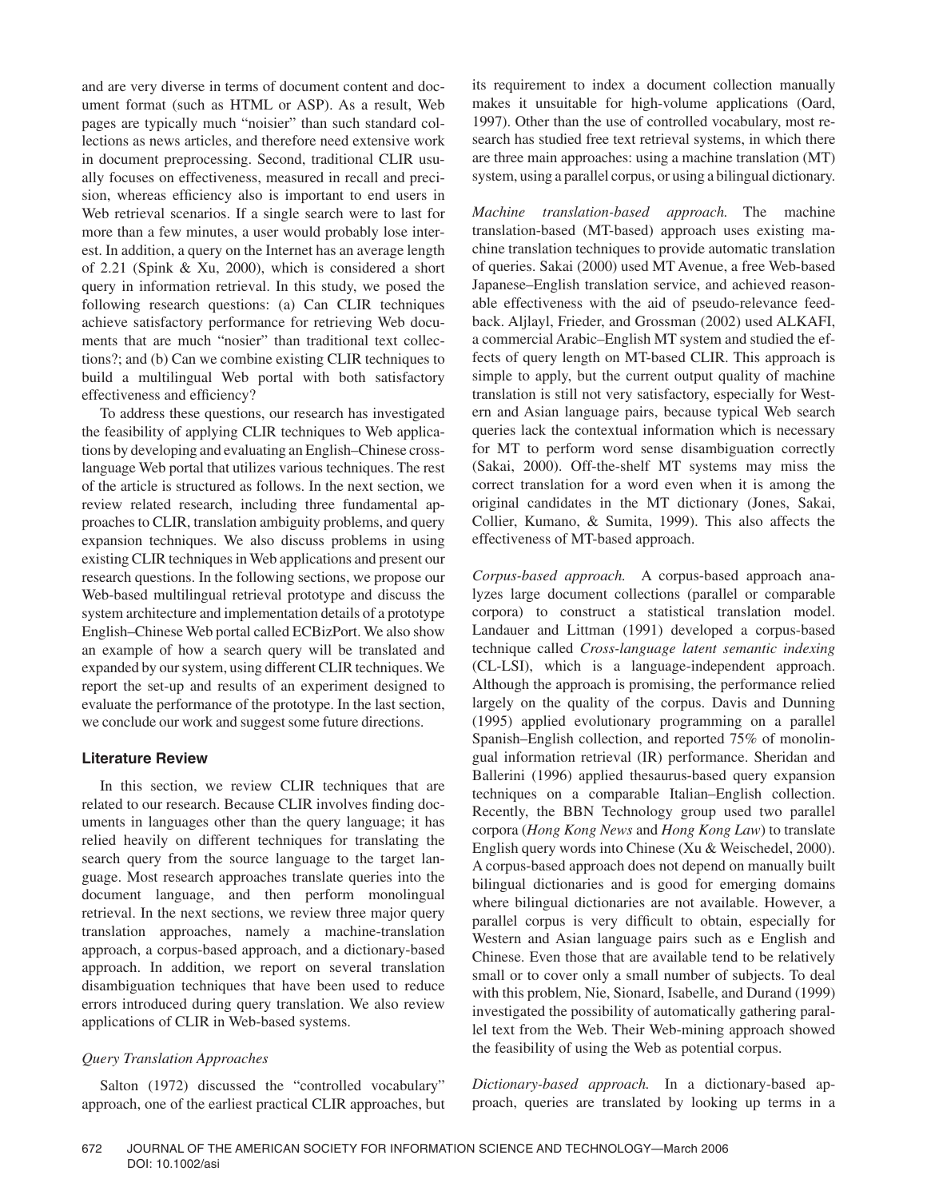and are very diverse in terms of document content and document format (such as HTML or ASP). As a result, Web pages are typically much "noisier" than such standard collections as news articles, and therefore need extensive work in document preprocessing. Second, traditional CLIR usually focuses on effectiveness, measured in recall and precision, whereas efficiency also is important to end users in Web retrieval scenarios. If a single search were to last for more than a few minutes, a user would probably lose interest. In addition, a query on the Internet has an average length of 2.21 (Spink & Xu, 2000), which is considered a short query in information retrieval. In this study, we posed the following research questions: (a) Can CLIR techniques achieve satisfactory performance for retrieving Web documents that are much "nosier" than traditional text collections?; and (b) Can we combine existing CLIR techniques to build a multilingual Web portal with both satisfactory effectiveness and efficiency?

To address these questions, our research has investigated the feasibility of applying CLIR techniques to Web applications by developing and evaluating an English–Chinese cross-language Web portal that utilizes various techniques. The rest of the article is structured as follows. In the next section, we review related research, including three fundamental approaches to CLIR, translation ambiguity problems, and query expansion techniques. We also discuss problems in using existing CLIR techniques in Web applications and present our research questions. In the following sections, we propose our Web-based multilingual retrieval prototype and discuss the system architecture and implementation details of a prototype English–Chinese Web portal called ECBizPort. We also show an example of how a search query will be translated and expanded by our system, using different CLIR techniques. We report the set-up and results of an experiment designed to evaluate the performance of the prototype. In the last section, we conclude our work and suggest some future directions.

## Literature Review

In this section, we review CLIR techniques that are related to our research. Because CLIR involves finding documents in languages other than the query language; it has relied heavily on different techniques for translating the search query from the source language to the target language. Most research approaches translate queries into the document language, and then perform monolingual retrieval. In the next sections, we review three major query translation approaches, namely a machine-translation approach, a corpus-based approach, and a dictionary-based approach. In addition, we report on several translation disambiguation techniques that have been used to reduce errors introduced during query translation. We also review applications of CLIR in Web-based systems.

### *Query Translation Approaches*

Salton (1972) discussed the "controlled vocabulary" approach, one of the earliest practical CLIR approaches, but its requirement to index a document collection manually makes it unsuitable for high-volume applications (Oard, 1997). Other than the use of controlled vocabulary, most research has studied free text retrieval systems, in which there are three main approaches: using a machine translation (MT) system, using a parallel corpus, or using a bilingual dictionary.

*Machine translation-based approach.* The machine translation-based (MT-based) approach uses existing machine translation techniques to provide automatic translation of queries. Sakai (2000) used MT Avenue, a free Web-based Japanese–English translation service, and achieved reasonable effectiveness with the aid of pseudo-relevance feedback. Aljlayl, Frieder, and Grossman (2002) used ALKAFI, a commercial Arabic–English MT system and studied the effects of query length on MT-based CLIR. This approach is simple to apply, but the current output quality of machine translation is still not very satisfactory, especially for Western and Asian language pairs, because typical Web search queries lack the contextual information which is necessary for MT to perform word sense disambiguation correctly (Sakai, 2000). Off-the-shelf MT systems may miss the correct translation for a word even when it is among the original candidates in the MT dictionary (Jones, Sakai, Collier, Kumano, & Sumita, 1999). This also affects the effectiveness of MT-based approach.

*Corpus-based approach.* A corpus-based approach analyzes large document collections (parallel or comparable corpora) to construct a statistical translation model. Landauer and Littman (1991) developed a corpus-based technique called *Cross-language latent semantic indexing* (CL-LSI), which is a language-independent approach. Although the approach is promising, the performance relied largely on the quality of the corpus. Davis and Dunning (1995) applied evolutionary programming on a parallel Spanish–English collection, and reported 75% of monolingual information retrieval (IR) performance. Sheridan and Ballerini (1996) applied thesaurus-based query expansion techniques on a comparable Italian–English collection. Recently, the BBN Technology group used two parallel corpora (*Hong Kong News* and *Hong Kong Law*) to translate English query words into Chinese (Xu & Weischedel, 2000). A corpus-based approach does not depend on manually built bilingual dictionaries and is good for emerging domains where bilingual dictionaries are not available. However, a parallel corpus is very difficult to obtain, especially for Western and Asian language pairs such as e English and Chinese. Even those that are available tend to be relatively small or to cover only a small number of subjects. To deal with this problem, Nie, Sionard, Isabelle, and Durand (1999) investigated the possibility of automatically gathering parallel text from the Web. Their Web-mining approach showed the feasibility of using the Web as potential corpus.

*Dictionary-based approach.* In a dictionary-based approach, queries are translated by looking up terms in a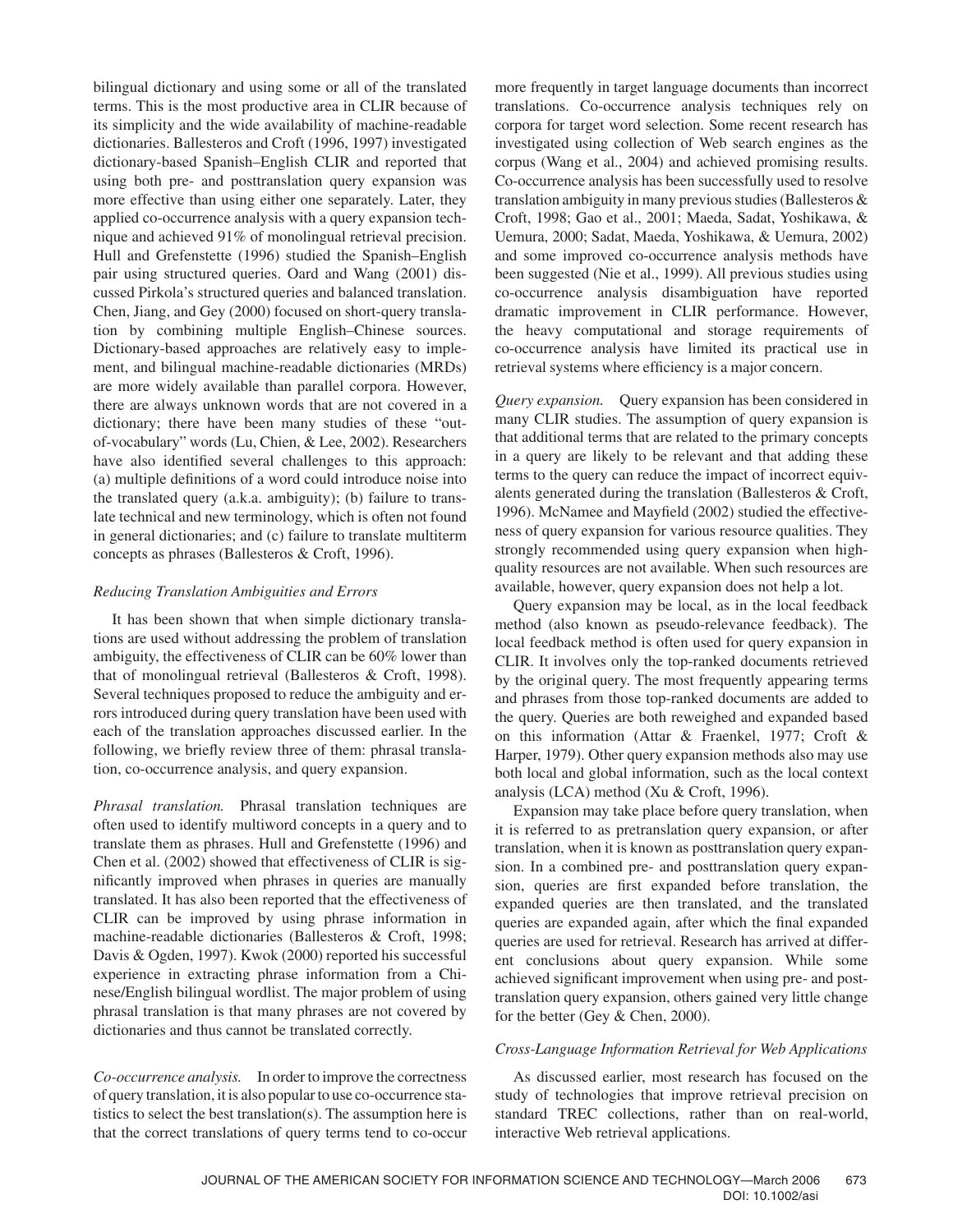bilingual dictionary and using some or all of the translated terms. This is the most productive area in CLIR because of its simplicity and the wide availability of machine-readable dictionaries. Ballesteros and Croft (1996, 1997) investigated dictionary-based Spanish–English CLIR and reported that using both pre- and posttranslation query expansion was more effective than using either one separately. Later, they applied co-occurrence analysis with a query expansion technique and achieved 91% of monolingual retrieval precision. Hull and Grefenstette (1996) studied the Spanish–English pair using structured queries. Oard and Wang (2001) discussed Pirkola's structured queries and balanced translation. Chen, Jiang, and Gey (2000) focused on short-query translation by combining multiple English–Chinese sources. Dictionary-based approaches are relatively easy to implement, and bilingual machine-readable dictionaries (MRDs) are more widely available than parallel corpora. However, there are always unknown words that are not covered in a dictionary; there have been many studies of these "out-of-vocabulary" words (Lu, Chien, & Lee, 2002). Researchers have also identified several challenges to this approach: (a) multiple definitions of a word could introduce noise into the translated query (a.k.a. ambiguity); (b) failure to translate technical and new terminology, which is often not found in general dictionaries; and (c) failure to translate multiterm concepts as phrases (Ballesteros & Croft, 1996).

### *Reducing Translation Ambiguities and Errors*

It has been shown that when simple dictionary translations are used without addressing the problem of translation ambiguity, the effectiveness of CLIR can be 60% lower than that of monolingual retrieval (Ballesteros & Croft, 1998). Several techniques proposed to reduce the ambiguity and errors introduced during query translation have been used with each of the translation approaches discussed earlier. In the following, we briefly review three of them: phrasal translation, co-occurrence analysis, and query expansion.

*Phrasal translation.* Phrasal translation techniques are often used to identify multiword concepts in a query and to translate them as phrases. Hull and Grefenstette (1996) and Chen et al. (2002) showed that effectiveness of CLIR is significantly improved when phrases in queries are manually translated. It has also been reported that the effectiveness of CLIR can be improved by using phrase information in machine-readable dictionaries (Ballesteros & Croft, 1998; Davis & Ogden, 1997). Kwok (2000) reported his successful experience in extracting phrase information from a Chinese/English bilingual wordlist. The major problem of using phrasal translation is that many phrases are not covered by dictionaries and thus cannot be translated correctly.

*Co-occurrence analysis.* In order to improve the correctness of query translation, it is also popular to use co-occurrence statistics to select the best translation(s). The assumption here is that the correct translations of query terms tend to co-occur more frequently in target language documents than incorrect translations. Co-occurrence analysis techniques rely on corpora for target word selection. Some recent research has investigated using collection of Web search engines as the corpus (Wang et al., 2004) and achieved promising results. Co-occurrence analysis has been successfully used to resolve translation ambiguity in many previous studies (Ballesteros & Croft, 1998; Gao et al., 2001; Maeda, Sadat, Yoshikawa, & Uemura, 2000; Sadat, Maeda, Yoshikawa, & Uemura, 2002) and some improved co-occurrence analysis methods have been suggested (Nie et al., 1999). All previous studies using co-occurrence analysis disambiguation have reported dramatic improvement in CLIR performance. However, the heavy computational and storage requirements of co-occurrence analysis have limited its practical use in retrieval systems where efficiency is a major concern.

*Query expansion.* Query expansion has been considered in many CLIR studies. The assumption of query expansion is that additional terms that are related to the primary concepts in a query are likely to be relevant and that adding these terms to the query can reduce the impact of incorrect equivalents generated during the translation (Ballesteros & Croft, 1996). McNamee and Mayfield (2002) studied the effectiveness of query expansion for various resource qualities. They strongly recommended using query expansion when high-quality resources are not available. When such resources are available, however, query expansion does not help a lot.

Query expansion may be local, as in the local feedback method (also known as pseudo-relevance feedback). The local feedback method is often used for query expansion in CLIR. It involves only the top-ranked documents retrieved by the original query. The most frequently appearing terms and phrases from those top-ranked documents are added to the query. Queries are both reweighed and expanded based on this information (Attar & Fraenkel, 1977; Croft & Harper, 1979). Other query expansion methods also may use both local and global information, such as the local context analysis (LCA) method (Xu & Croft, 1996).

Expansion may take place before query translation, when it is referred to as pretranslation query expansion, or after translation, when it is known as posttranslation query expansion. In a combined pre- and posttranslation query expansion, queries are first expanded before translation, the expanded queries are then translated, and the translated queries are expanded again, after which the final expanded queries are used for retrieval. Research has arrived at different conclusions about query expansion. While some achieved significant improvement when using pre- and posttranslation query expansion, others gained very little change for the better (Gey & Chen, 2000).

### *Cross-Language Information Retrieval for Web Applications*

As discussed earlier, most research has focused on the study of technologies that improve retrieval precision on standard TREC collections, rather than on real-world, interactive Web retrieval applications.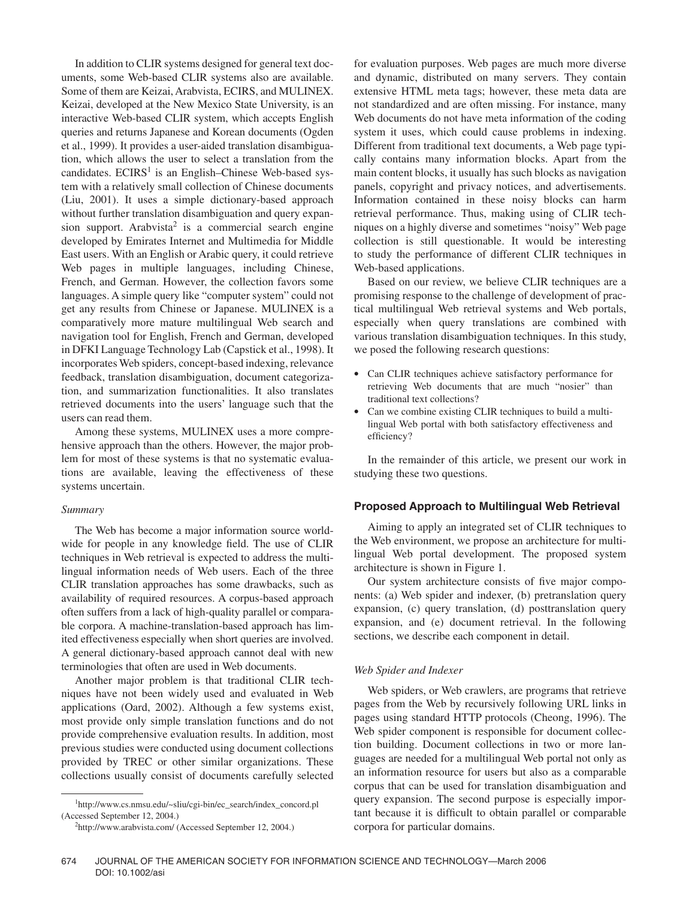In addition to CLIR systems designed for general text documents, some Web-based CLIR systems also are available. Some of them are Keizai, Arabvista, ECIRS, and MULINEX. Keizai, developed at the New Mexico State University, is an interactive Web-based CLIR system, which accepts English queries and returns Japanese and Korean documents (Ogden et al., 1999). It provides a user-aided translation disambiguation, which allows the user to select a translation from the candidates. ECIRS[1] is an English–Chinese Web-based system with a relatively small collection of Chinese documents (Liu, 2001). It uses a simple dictionary-based approach without further translation disambiguation and query expansion support. Arabvista[2] is a commercial search engine developed by Emirates Internet and Multimedia for Middle East users. With an English or Arabic query, it could retrieve Web pages in multiple languages, including Chinese, French, and German. However, the collection favors some languages. A simple query like "computer system" could not get any results from Chinese or Japanese. MULINEX is a comparatively more mature multilingual Web search and navigation tool for English, French and German, developed in DFKI Language Technology Lab (Capstick et al., 1998). It incorporates Web spiders, concept-based indexing, relevance feedback, translation disambiguation, document categorization, and summarization functionalities. It also translates retrieved documents into the users' language such that the users can read them.

Among these systems, MULINEX uses a more comprehensive approach than the others. However, the major problem for most of these systems is that no systematic evaluations are available, leaving the effectiveness of these systems uncertain.

### *Summary*

The Web has become a major information source worldwide for people in any knowledge field. The use of CLIR techniques in Web retrieval is expected to address the multilingual information needs of Web users. Each of the three CLIR translation approaches has some drawbacks, such as availability of required resources. A corpus-based approach often suffers from a lack of high-quality parallel or comparable corpora. A machine-translation-based approach has limited effectiveness especially when short queries are involved. A general dictionary-based approach cannot deal with new terminologies that often are used in Web documents.

Another major problem is that traditional CLIR techniques have not been widely used and evaluated in Web applications (Oard, 2002). Although a few systems exist, most provide only simple translation functions and do not provide comprehensive evaluation results. In addition, most previous studies were conducted using document collections provided by TREC or other similar organizations. These collections usually consist of documents carefully selected for evaluation purposes. Web pages are much more diverse and dynamic, distributed on many servers. They contain extensive HTML meta tags; however, these meta data are not standardized and are often missing. For instance, many Web documents do not have meta information of the coding system it uses, which could cause problems in indexing. Different from traditional text documents, a Web page typically contains many information blocks. Apart from the main content blocks, it usually has such blocks as navigation panels, copyright and privacy notices, and advertisements. Information contained in these noisy blocks can harm retrieval performance. Thus, making using of CLIR techniques on a highly diverse and sometimes "noisy" Web page collection is still questionable. It would be interesting to study the performance of different CLIR techniques in Web-based applications.

Based on our review, we believe CLIR techniques are a promising response to the challenge of development of practical multilingual Web retrieval systems and Web portals, especially when query translations are combined with various translation disambiguation techniques. In this study, we posed the following research questions:

- Can CLIR techniques achieve satisfactory performance for retrieving Web documents that are much "nosier" than traditional text collections?
- Can we combine existing CLIR techniques to build a multilingual Web portal with both satisfactory effectiveness and efficiency?

In the remainder of this article, we present our work in studying these two questions.

## Proposed Approach to Multilingual Web Retrieval

Aiming to apply an integrated set of CLIR techniques to the Web environment, we propose an architecture for multilingual Web portal development. The proposed system architecture is shown in Figure 1.

Our system architecture consists of five major components: (a) Web spider and indexer, (b) pretranslation query expansion, (c) query translation, (d) posttranslation query expansion, and (e) document retrieval. In the following sections, we describe each component in detail.

### *Web Spider and Indexer*

Web spiders, or Web crawlers, are programs that retrieve pages from the Web by recursively following URL links in pages using standard HTTP protocols (Cheong, 1996). The Web spider component is responsible for document collection building. Document collections in two or more languages are needed for a multilingual Web portal not only as an information resource for users but also as a comparable corpus that can be used for translation disambiguation and query expansion. The second purpose is especially important because it is difficult to obtain parallel or comparable corpora for particular domains.

[1] http://www.cs.nmsu.edu/~sliu/cgi-bin/ec_search/index_concord.pl (Accessed September 12, 2004.)

[2] http://www.arabvista.com/ (Accessed September 12, 2004.)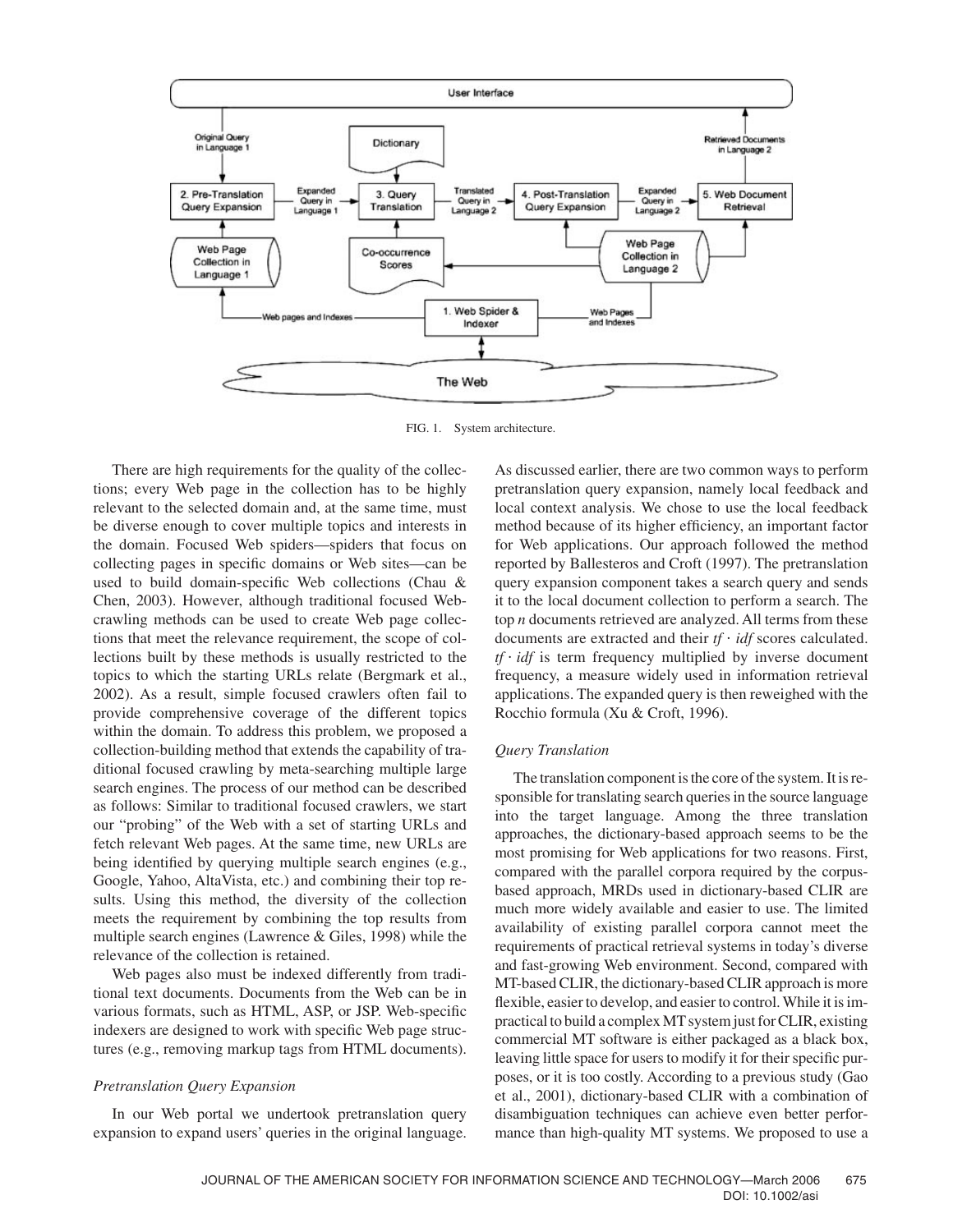FIG. 1. System architecture.

There are high requirements for the quality of the collections; every Web page in the collection has to be highly relevant to the selected domain and, at the same time, must be diverse enough to cover multiple topics and interests in the domain. Focused Web spiders—spiders that focus on collecting pages in specific domains or Web sites—can be used to build domain-specific Web collections (Chau & Chen, 2003). However, although traditional focused Web-crawling methods can be used to create Web page collections that meet the relevance requirement, the scope of collections built by these methods is usually restricted to the topics to which the starting URLs relate (Bergmark et al., 2002). As a result, simple focused crawlers often fail to provide comprehensive coverage of the different topics within the domain. To address this problem, we proposed a collection-building method that extends the capability of traditional focused crawling by meta-searching multiple large search engines. The process of our method can be described as follows: Similar to traditional focused crawlers, we start our "probing" of the Web with a set of starting URLs and fetch relevant Web pages. At the same time, new URLs are being identified by querying multiple search engines (e.g., Google, Yahoo, AltaVista, etc.) and combining their top results. Using this method, the diversity of the collection meets the requirement by combining the top results from multiple search engines (Lawrence & Giles, 1998) while the relevance of the collection is retained.

Web pages also must be indexed differently from traditional text documents. Documents from the Web can be in various formats, such as HTML, ASP, or JSP. Web-specific indexers are designed to work with specific Web page structures (e.g., removing markup tags from HTML documents).

### *Pretranslation Query Expansion*

In our Web portal we undertook pretranslation query expansion to expand users' queries in the original language. As discussed earlier, there are two common ways to perform pretranslation query expansion, namely local feedback and local context analysis. We chose to use the local feedback method because of its higher efficiency, an important factor for Web applications. Our approach followed the method reported by Ballesteros and Croft (1997). The pretranslation query expansion component takes a search query and sends it to the local document collection to perform a search. The top *n* documents retrieved are analyzed. All terms from these documents are extracted and their *tf · idf* scores calculated. *tf · idf* is term frequency multiplied by inverse document frequency, a measure widely used in information retrieval applications. The expanded query is then reweighed with the Rocchio formula (Xu & Croft, 1996).

### *Query Translation*

The translation component is the core of the system. It is responsible for translating search queries in the source language into the target language. Among the three translation approaches, the dictionary-based approach seems to be the most promising for Web applications for two reasons. First, compared with the parallel corpora required by the corpus-based approach, MRDs used in dictionary-based CLIR are much more widely available and easier to use. The limited availability of existing parallel corpora cannot meet the requirements of practical retrieval systems in today's diverse and fast-growing Web environment. Second, compared with MT-based CLIR, the dictionary-based CLIR approach is more flexible, easier to develop, and easier to control. While it is impractical to build a complex MT system just for CLIR, existing commercial MT software is either packaged as a black box, leaving little space for users to modify it for their specific purposes, or it is too costly. According to a previous study (Gao et al., 2001), dictionary-based CLIR with a combination of disambiguation techniques can achieve even better performance than high-quality MT systems. We proposed to use a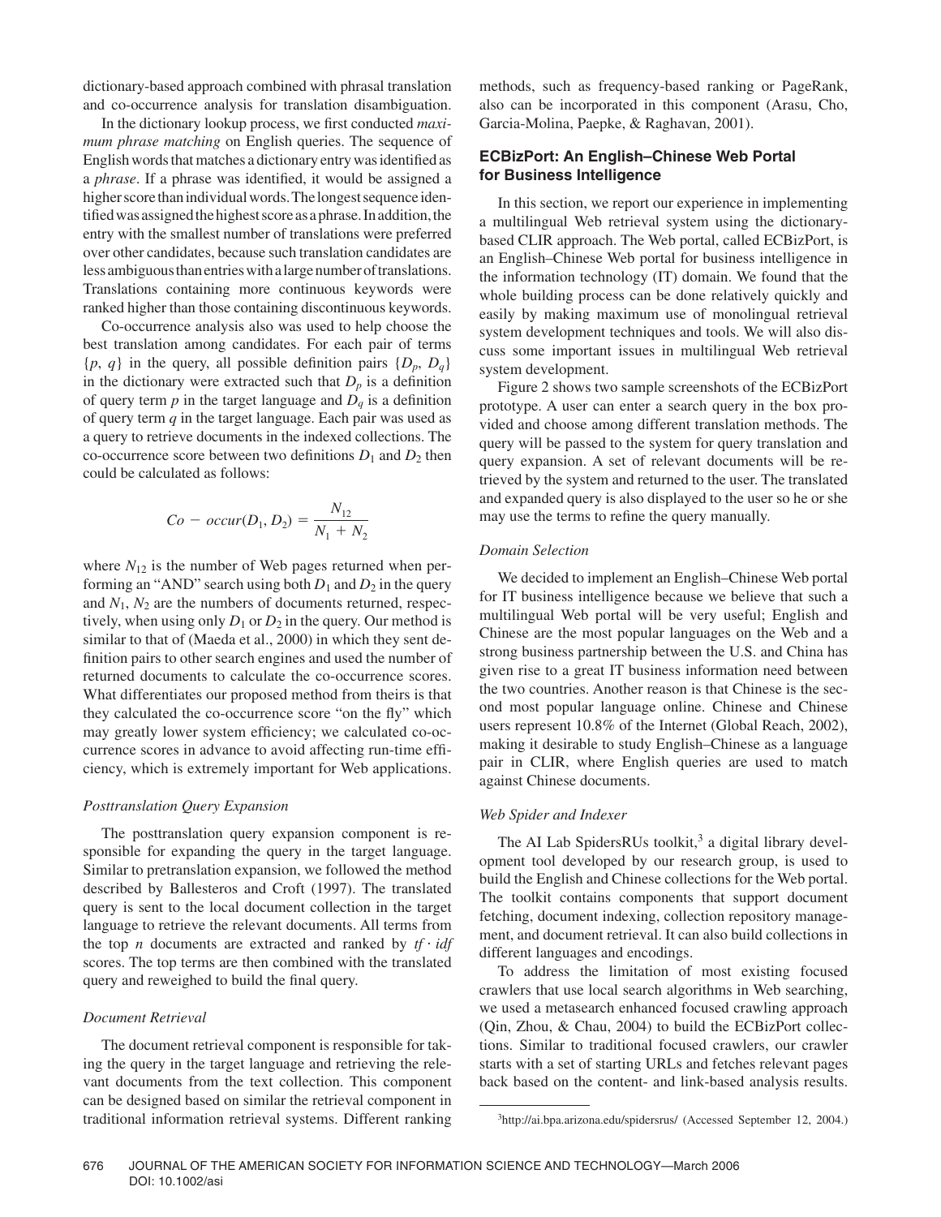dictionary-based approach combined with phrasal translation and co-occurrence analysis for translation disambiguation.

In the dictionary lookup process, we first conducted *maximum phrase matching* on English queries. The sequence of English words that matches a dictionary entry was identified as a *phrase*. If a phrase was identified, it would be assigned a higher score than individual words. The longest sequence identified was assigned the highest score as a phrase. In addition, the entry with the smallest number of translations were preferred over other candidates, because such translation candidates are less ambiguous than entries with a large number of translations. Translations containing more continuous keywords were ranked higher than those containing discontinuous keywords.

Co-occurrence analysis also was used to help choose the best translation among candidates. For each pair of terms $\{p, q\}$ in the query, all possible definition pairs $\{D_p, D_q\}$ in the dictionary were extracted such that $D_p$ is a definition of query term $p$ in the target language and $D_q$ is a definition of query term $q$ in the target language. Each pair was used as a query to retrieve documents in the indexed collections. The co-occurrence score between two definitions $D_1$ and $D_2$ then could be calculated as follows:

$$Co - occur(D_1, D_2) = \frac{N_{12}}{N_1 + N_2}$$

where $N_{12}$ is the number of Web pages returned when performing an "AND" search using both $D_1$ and $D_2$ in the query and $N_1$, $N_2$ are the numbers of documents returned, respectively, when using only $D_1$ or $D_2$ in the query. Our method is similar to that of (Maeda et al., 2000) in which they sent definition pairs to other search engines and used the number of returned documents to calculate the co-occurrence scores. What differentiates our proposed method from theirs is that they calculated the co-occurrence score "on the fly" which may greatly lower system efficiency; we calculated co-occurrence scores in advance to avoid affecting run-time efficiency, which is extremely important for Web applications.

### *Posttranslation Query Expansion*

The posttranslation query expansion component is responsible for expanding the query in the target language. Similar to pretranslation expansion, we followed the method described by Ballesteros and Croft (1997). The translated query is sent to the local document collection in the target language to retrieve the relevant documents. All terms from the top *n* documents are extracted and ranked by $tf \cdot idf$ scores. The top terms are then combined with the translated query and reweighed to build the final query.

### *Document Retrieval*

The document retrieval component is responsible for taking the query in the target language and retrieving the relevant documents from the text collection. This component can be designed based on similar the retrieval component in traditional information retrieval systems. Different ranking methods, such as frequency-based ranking or PageRank, also can be incorporated in this component (Arasu, Cho, Garcia-Molina, Paepke, & Raghavan, 2001).

## ECBizPort: An English–Chinese Web Portal for Business Intelligence

In this section, we report our experience in implementing a multilingual Web retrieval system using the dictionary-based CLIR approach. The Web portal, called ECBizPort, is an English–Chinese Web portal for business intelligence in the information technology (IT) domain. We found that the whole building process can be done relatively quickly and easily by making maximum use of monolingual retrieval system development techniques and tools. We will also discuss some important issues in multilingual Web retrieval system development.

Figure 2 shows two sample screenshots of the ECBizPort prototype. A user can enter a search query in the box provided and choose among different translation methods. The query will be passed to the system for query translation and query expansion. A set of relevant documents will be retrieved by the system and returned to the user. The translated and expanded query is also displayed to the user so he or she may use the terms to refine the query manually.

### *Domain Selection*

We decided to implement an English–Chinese Web portal for IT business intelligence because we believe that such a multilingual Web portal will be very useful; English and Chinese are the most popular languages on the Web and a strong business partnership between the U.S. and China has given rise to a great IT business information need between the two countries. Another reason is that Chinese is the second most popular language online. Chinese and Chinese users represent 10.8% of the Internet (Global Reach, 2002), making it desirable to study English–Chinese as a language pair in CLIR, where English queries are used to match against Chinese documents.

### *Web Spider and Indexer*

The AI Lab SpidersRUs toolkit,[3] a digital library development tool developed by our research group, is used to build the English and Chinese collections for the Web portal. The toolkit contains components that support document fetching, document indexing, collection repository management, and document retrieval. It can also build collections in different languages and encodings.

To address the limitation of most existing focused crawlers that use local search algorithms in Web searching, we used a metasearch enhanced focused crawling approach (Qin, Zhou, & Chau, 2004) to build the ECBizPort collections. Similar to traditional focused crawlers, our crawler starts with a set of starting URLs and fetches relevant pages back based on the content- and link-based analysis results.

[3] http://ai.bpa.arizona.edu/spidersrus/ (Accessed September 12, 2004.)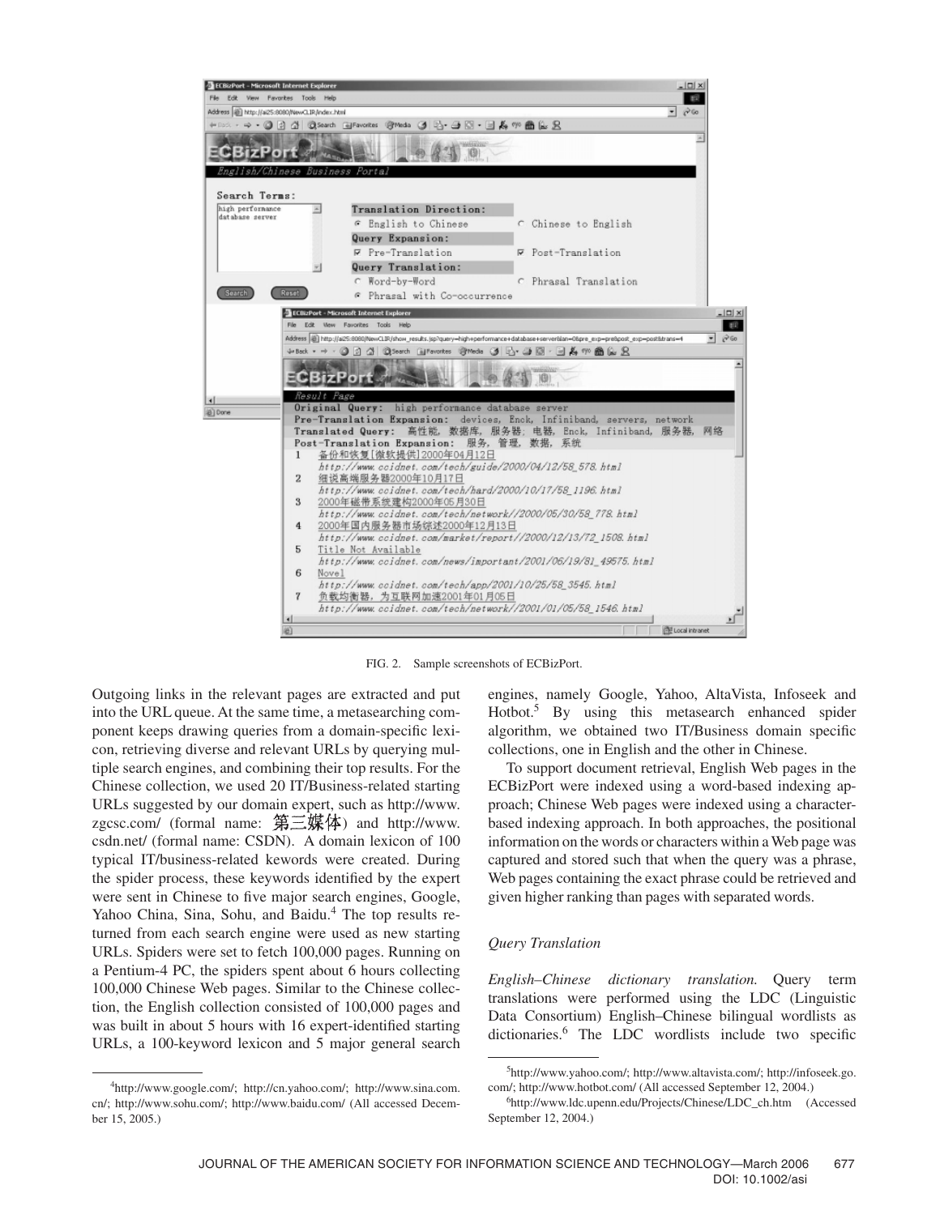FIG. 2. Sample screenshots of ECBizPort.

Outgoing links in the relevant pages are extracted and put into the URL queue. At the same time, a metasearching component keeps drawing queries from a domain-specific lexicon, retrieving diverse and relevant URLs by querying multiple search engines, and combining their top results. For the Chinese collection, we used 20 IT/Business-related starting URLs suggested by our domain expert, such as http://www.zgcsc.com/ (formal name: 第三媒体) and http://www.csdn.net/ (formal name: CSDN). A domain lexicon of 100 typical IT/business-related kewords were created. During the spider process, these keywords identified by the expert were sent in Chinese to five major search engines, Google, Yahoo China, Sina, Sohu, and Baidu.[4] The top results returned from each search engine were used as new starting URLs. Spiders were set to fetch 100,000 pages. Running on a Pentium-4 PC, the spiders spent about 6 hours collecting 100,000 Chinese Web pages. Similar to the Chinese collection, the English collection consisted of 100,000 pages and was built in about 5 hours with 16 expert-identified starting URLs, a 100-keyword lexicon and 5 major general search engines, namely Google, Yahoo, AltaVista, Infoseek and Hotbot.[5] By using this metasearch enhanced spider algorithm, we obtained two IT/Business domain specific collections, one in English and the other in Chinese.

To support document retrieval, English Web pages in the ECBizPort were indexed using a word-based indexing approach; Chinese Web pages were indexed using a character-based indexing approach. In both approaches, the positional information on the words or characters within a Web page was captured and stored such that when the query was a phrase, Web pages containing the exact phrase could be retrieved and given higher ranking than pages with separated words.

### *Query Translation*

*English–Chinese dictionary translation.* Query term translations were performed using the LDC (Linguistic Data Consortium) English–Chinese bilingual wordlists as dictionaries.[6] The LDC wordlists include two specific

[4]http://www.google.com/; http://cn.yahoo.com/; http://www.sina.com.cn/; http://www.sohu.com/; http://www.baidu.com/ (All accessed December 15, 2005.)

[5]http://www.yahoo.com/; http://www.altavista.com/; http://infoseek.go.com/; http://www.hotbot.com/ (All accessed September 12, 2004.)

[6]http://www.ldc.upenn.edu/Projects/Chinese/LDC_ch.htm (Accessed September 12, 2004.)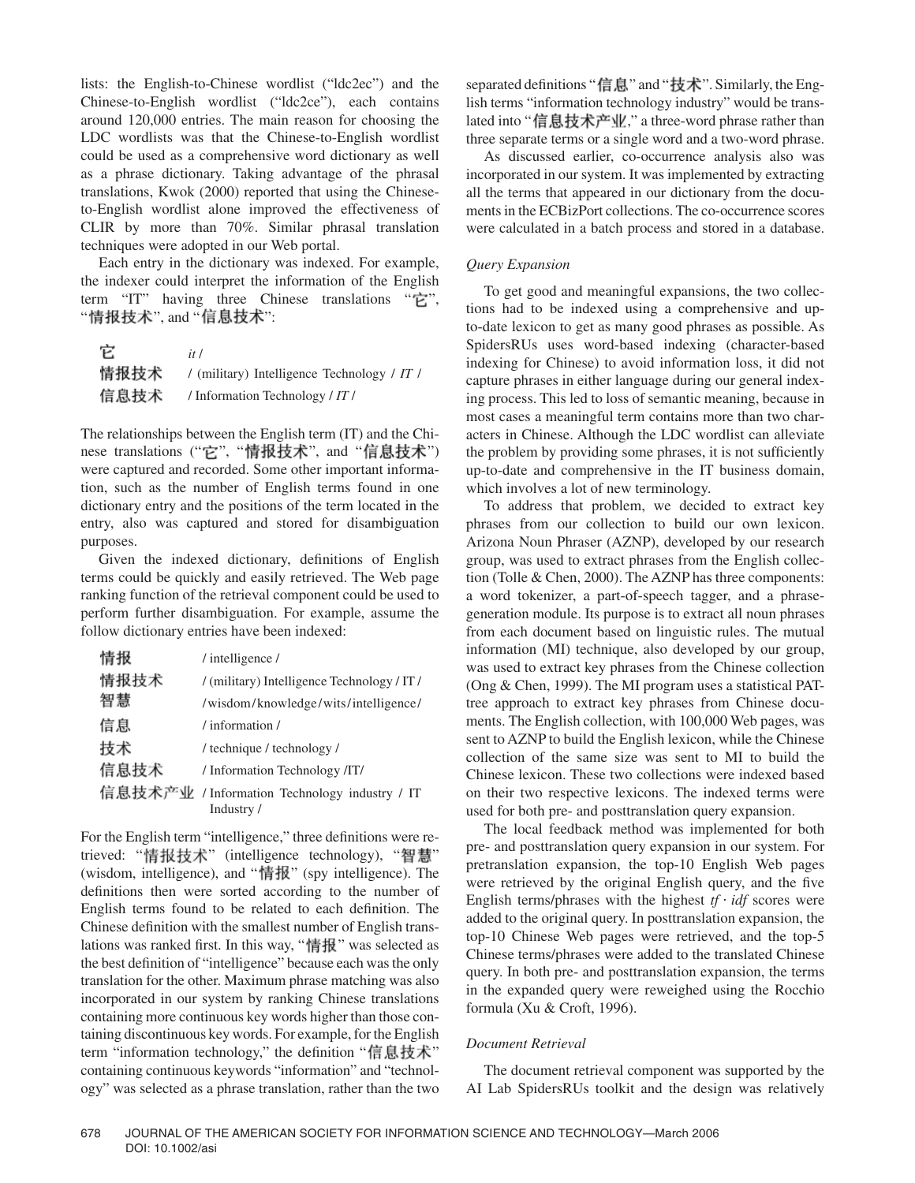lists: the English-to-Chinese wordlist ("ldc2ec") and the Chinese-to-English wordlist ("ldc2ce"), each contains around 120,000 entries. The main reason for choosing the LDC wordlists was that the Chinese-to-English wordlist could be used as a comprehensive word dictionary as well as a phrase dictionary. Taking advantage of the phrasal translations, Kwok (2000) reported that using the Chinese-to-English wordlist alone improved the effectiveness of CLIR by more than 70%. Similar phrasal translation techniques were adopted in our Web portal.

Each entry in the dictionary was indexed. For example, the indexer could interpret the information of the English term "IT" having three Chinese translations "它", "情报技术", and "信息技术":

| | |
|---|---|
| 它 | *it* / |
| 情报技术 | / (military) Intelligence Technology / *IT* / |
| 信息技术 | / Information Technology / *IT* / |

The relationships between the English term (IT) and the Chinese translations ("它", "情报技术", and "信息技术") were captured and recorded. Some other important information, such as the number of English terms found in one dictionary entry and the positions of the term located in the entry, also was captured and stored for disambiguation purposes.

Given the indexed dictionary, definitions of English terms could be quickly and easily retrieved. The Web page ranking function of the retrieval component could be used to perform further disambiguation. For example, assume the follow dictionary entries have been indexed:

| | |
|---|---|
| 情报 | / intelligence / |
| 情报技术 | / (military) Intelligence Technology / IT / |
| 智慧 | /wisdom/knowledge/wits/intelligence/ |
| 信息 | / information / |
| 技术 | / technique / technology / |
| 信息技术 | / Information Technology /IT/ |
| 信息技术产业 | / Information Technology industry / IT Industry / |

For the English term "intelligence," three definitions were retrieved: "情报技术" (intelligence technology), "智慧" (wisdom, intelligence), and "情报" (spy intelligence). The definitions then were sorted according to the number of English terms found to be related to each definition. The Chinese definition with the smallest number of English translations was ranked first. In this way, "情报" was selected as the best definition of "intelligence" because each was the only translation for the other. Maximum phrase matching was also incorporated in our system by ranking Chinese translations containing more continuous key words higher than those containing discontinuous key words. For example, for the English term "information technology," the definition "信息技术" containing continuous keywords "information" and "technology" was selected as a phrase translation, rather than the two separated definitions "信息" and "技术". Similarly, the English terms "information technology industry" would be translated into "信息技术产业," a three-word phrase rather than three separate terms or a single word and a two-word phrase.

As discussed earlier, co-occurrence analysis also was incorporated in our system. It was implemented by extracting all the terms that appeared in our dictionary from the documents in the ECBizPort collections. The co-occurrence scores were calculated in a batch process and stored in a database.

### *Query Expansion*

To get good and meaningful expansions, the two collections had to be indexed using a comprehensive and up-to-date lexicon to get as many good phrases as possible. As SpidersRUs uses word-based indexing (character-based indexing for Chinese) to avoid information loss, it did not capture phrases in either language during our general indexing process. This led to loss of semantic meaning, because in most cases a meaningful term contains more than two characters in Chinese. Although the LDC wordlist can alleviate the problem by providing some phrases, it is not sufficiently up-to-date and comprehensive in the IT business domain, which involves a lot of new terminology.

To address that problem, we decided to extract key phrases from our collection to build our own lexicon. Arizona Noun Phraser (AZNP), developed by our research group, was used to extract phrases from the English collection (Tolle & Chen, 2000). The AZNP has three components: a word tokenizer, a part-of-speech tagger, and a phrase-generation module. Its purpose is to extract all noun phrases from each document based on linguistic rules. The mutual information (MI) technique, also developed by our group, was used to extract key phrases from the Chinese collection (Ong & Chen, 1999). The MI program uses a statistical PAT-tree approach to extract key phrases from Chinese documents. The English collection, with 100,000 Web pages, was sent to AZNP to build the English lexicon, while the Chinese collection of the same size was sent to MI to build the Chinese lexicon. These two collections were indexed based on their two respective lexicons. The indexed terms were used for both pre- and posttranslation query expansion.

The local feedback method was implemented for both pre- and posttranslation query expansion in our system. For pretranslation expansion, the top-10 English Web pages were retrieved by the original English query, and the five English terms/phrases with the highest $tf \cdot idf$ scores were added to the original query. In posttranslation expansion, the top-10 Chinese Web pages were retrieved, and the top-5 Chinese terms/phrases were added to the translated Chinese query. In both pre- and posttranslation expansion, the terms in the expanded query were reweighed using the Rocchio formula (Xu & Croft, 1996).

### *Document Retrieval*

The document retrieval component was supported by the AI Lab SpidersRUs toolkit and the design was relatively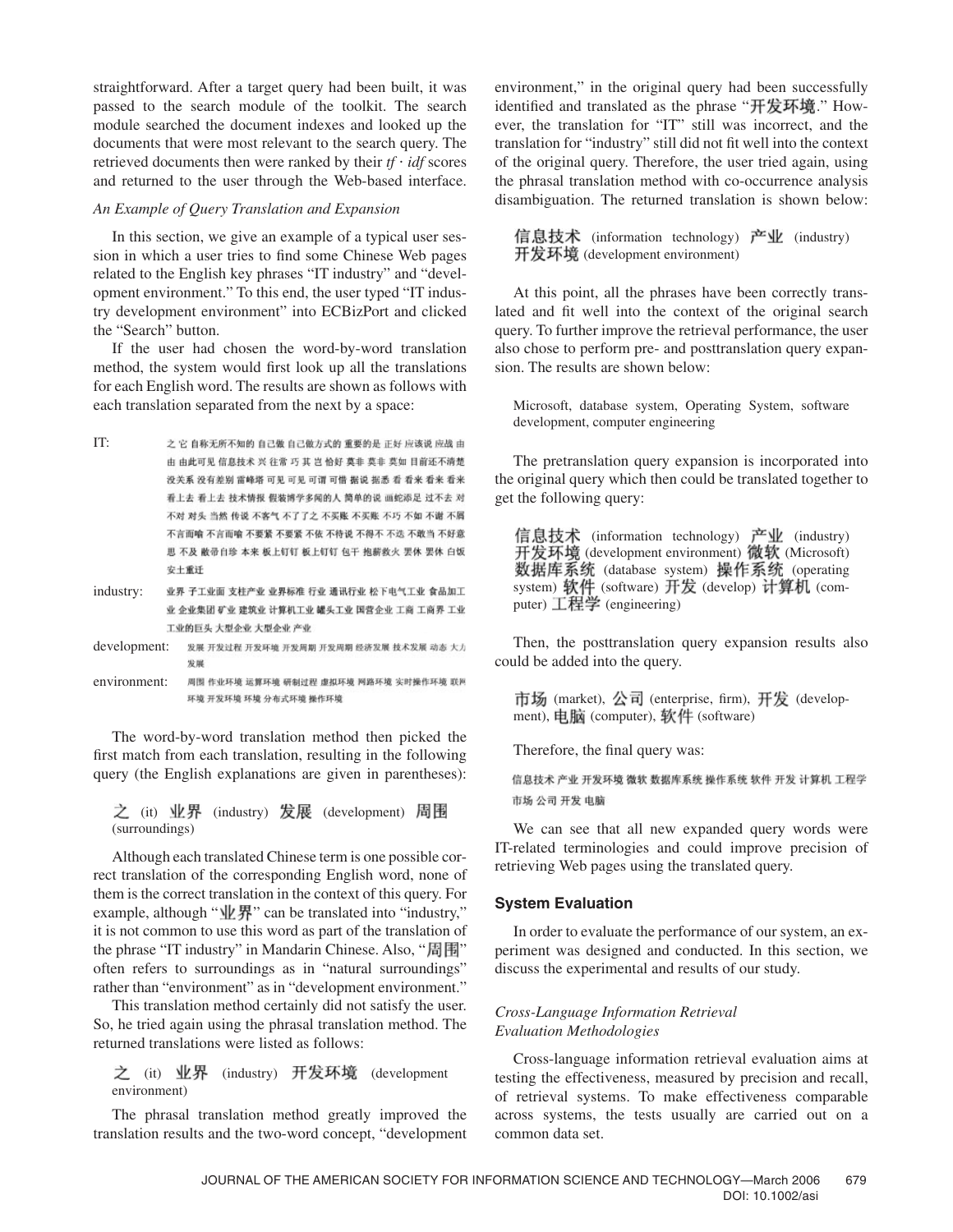straightforward. After a target query had been built, it was passed to the search module of the toolkit. The search module searched the document indexes and looked up the documents that were most relevant to the search query. The retrieved documents then were ranked by their *tf* · *idf* scores and returned to the user through the Web-based interface.

### *An Example of Query Translation and Expansion*

In this section, we give an example of a typical user session in which a user tries to find some Chinese Web pages related to the English key phrases "IT industry" and "development environment." To this end, the user typed "IT industry development environment" into ECBizPort and clicked the "Search" button.

If the user had chosen the word-by-word translation method, the system would first look up all the translations for each English word. The results are shown as follows with each translation separated from the next by a space:

| | |
|---|---|
| IT: | 之 它 自称无所不知的 自己做 自己做方式的 重要的是 正好 应该说 应战 由 由 由此可见 信息技术 兴 往常 巧 其 岂 恰好 莫非 莫非 莫如 目前还不清楚 没关系 没有差别 雷峰塔 可见 可见 可谓 可惜 据说 据悉 看 看来 看来 看来 看上去 看上去 技术情报 假装博学多闻的人 简单的说 画蛇添足 过不去 对 不对 对头 当然 传说 不客气 不了了之 不买账 不买账 不巧 不如 不谢 不屑 不言而喻 不言而喻 不要紧 不要紧 不依 不待说 不得不 不迭 不敢当 不好意思 不及 敝帚自珍 本来 板上钉钉 板上钉钉 包干 抱薪救火 罢休 罢休 白饭 安土重迁 |
| industry: | 业界 子工业面 支柱产业 业界标准 行业 通讯行业 松下电气工业 食品加工业 企业集团 矿业 建筑业 计算机工业 罐头工业 国营企业 工商 工商界 工业 工业的巨头 大型企业 大型企业 产业 |
| development: | 发展 开发过程 开发环境 开发周期 开发周期 经济发展 技术发展 动态 大力发展 |
| environment: | 周围 作业环境 运算环境 研制过程 虚拟环境 网路环境 实时操作环境 联网环境 开发环境 环境 分布式环境 操作环境 |

The word-by-word translation method then picked the first match from each translation, resulting in the following query (the English explanations are given in parentheses):

之 (it) 业界 (industry) 发展 (development) 周围 (surroundings)

Although each translated Chinese term is one possible correct translation of the corresponding English word, none of them is the correct translation in the context of this query. For example, although "业界" can be translated into "industry," it is not common to use this word as part of the translation of the phrase "IT industry" in Mandarin Chinese. Also, "周围" often refers to surroundings as in "natural surroundings" rather than "environment" as in "development environment."

This translation method certainly did not satisfy the user. So, he tried again using the phrasal translation method. The returned translations were listed as follows:

之 (it) 业界 (industry) 开发环境 (development environment)

The phrasal translation method greatly improved the translation results and the two-word concept, "development environment," in the original query had been successfully identified and translated as the phrase "开发环境." However, the translation for "IT" still was incorrect, and the translation for "industry" still did not fit well into the context of the original query. Therefore, the user tried again, using the phrasal translation method with co-occurrence analysis disambiguation. The returned translation is shown below:

信息技术 (information technology) 产业 (industry) 开发环境 (development environment)

At this point, all the phrases have been correctly translated and fit well into the context of the original search query. To further improve the retrieval performance, the user also chose to perform pre- and posttranslation query expansion. The results are shown below:

Microsoft, database system, Operating System, software development, computer engineering

The pretranslation query expansion is incorporated into the original query which then could be translated together to get the following query:

信息技术 (information technology) 产业 (industry) 开发环境 (development environment) 微软 (Microsoft) 数据库系统 (database system) 操作系统 (operating system) 软件 (software) 开发 (develop) 计算机 (computer) 工程学 (engineering)

Then, the posttranslation query expansion results also could be added into the query.

市场 (market), 公司 (enterprise, firm), 开发 (development), 电脑 (computer), 软件 (software)

Therefore, the final query was:

信息技术 产业 开发环境 微软 数据库系统 操作系统 软件 开发 计算机 工程学 市场 公司 开发 电脑

We can see that all new expanded query words were IT-related terminologies and could improve precision of retrieving Web pages using the translated query.

## System Evaluation

In order to evaluate the performance of our system, an experiment was designed and conducted. In this section, we discuss the experimental and results of our study.

### *Cross-Language Information Retrieval Evaluation Methodologies*

Cross-language information retrieval evaluation aims at testing the effectiveness, measured by precision and recall, of retrieval systems. To make effectiveness comparable across systems, the tests usually are carried out on a common data set.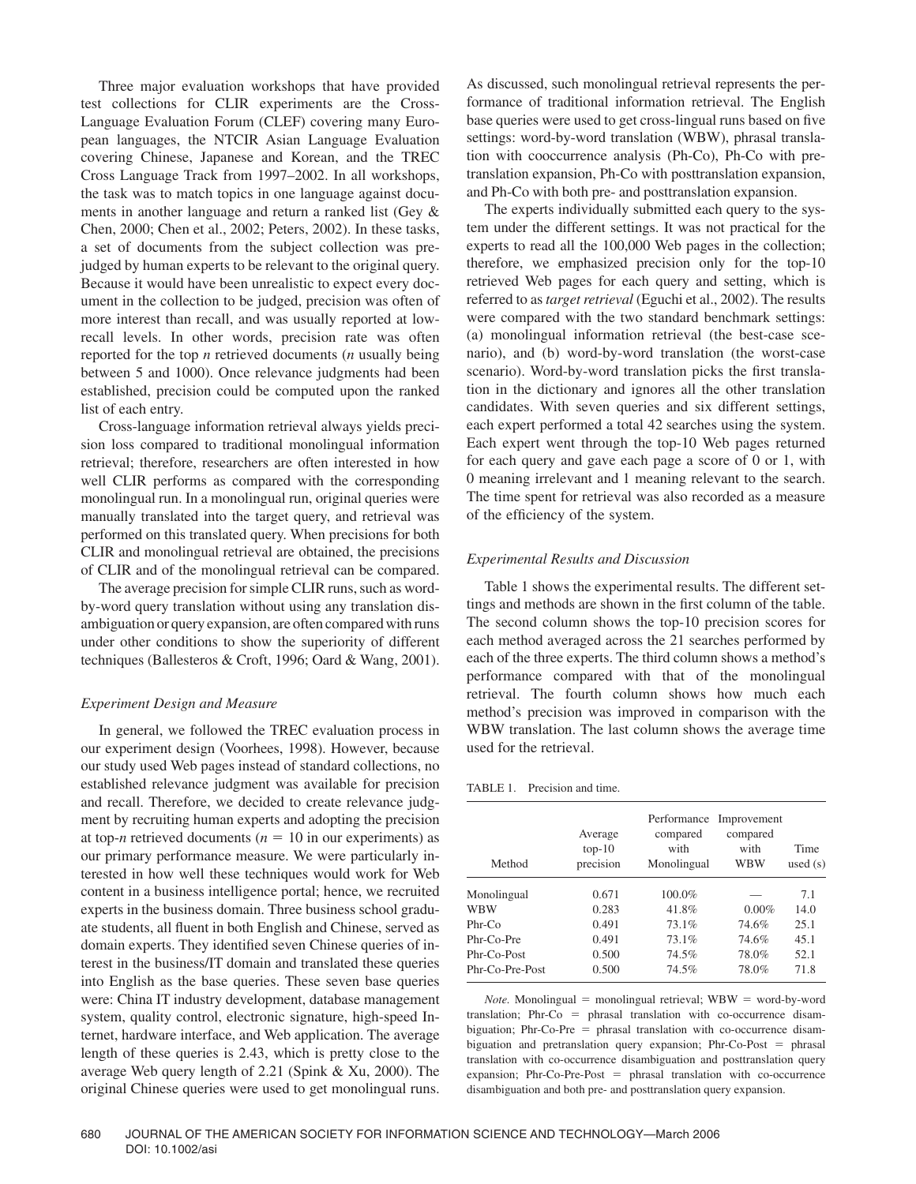Three major evaluation workshops that have provided test collections for CLIR experiments are the Cross-Language Evaluation Forum (CLEF) covering many European languages, the NTCIR Asian Language Evaluation covering Chinese, Japanese and Korean, and the TREC Cross Language Track from 1997–2002. In all workshops, the task was to match topics in one language against documents in another language and return a ranked list (Gey & Chen, 2000; Chen et al., 2002; Peters, 2002). In these tasks, a set of documents from the subject collection was prejudged by human experts to be relevant to the original query. Because it would have been unrealistic to expect every document in the collection to be judged, precision was often of more interest than recall, and was usually reported at low-recall levels. In other words, precision rate was often reported for the top *n* retrieved documents (*n* usually being between 5 and 1000). Once relevance judgments had been established, precision could be computed upon the ranked list of each entry.

Cross-language information retrieval always yields precision loss compared to traditional monolingual information retrieval; therefore, researchers are often interested in how well CLIR performs as compared with the corresponding monolingual run. In a monolingual run, original queries were manually translated into the target query, and retrieval was performed on this translated query. When precisions for both CLIR and monolingual retrieval are obtained, the precisions of CLIR and of the monolingual retrieval can be compared.

The average precision for simple CLIR runs, such as word-by-word query translation without using any translation disambiguation or query expansion, are often compared with runs under other conditions to show the superiority of different techniques (Ballesteros & Croft, 1996; Oard & Wang, 2001).

### *Experiment Design and Measure*

In general, we followed the TREC evaluation process in our experiment design (Voorhees, 1998). However, because our study used Web pages instead of standard collections, no established relevance judgment was available for precision and recall. Therefore, we decided to create relevance judgment by recruiting human experts and adopting the precision at top-*n* retrieved documents ($n = 10$ in our experiments) as our primary performance measure. We were particularly interested in how well these techniques would work for Web content in a business intelligence portal; hence, we recruited experts in the business domain. Three business school graduate students, all fluent in both English and Chinese, served as domain experts. They identified seven Chinese queries of interest in the business/IT domain and translated these queries into English as the base queries. These seven base queries were: China IT industry development, database management system, quality control, electronic signature, high-speed Internet, hardware interface, and Web application. The average length of these queries is 2.43, which is pretty close to the average Web query length of 2.21 (Spink & Xu, 2000). The original Chinese queries were used to get monolingual runs. As discussed, such monolingual retrieval represents the performance of traditional information retrieval. The English base queries were used to get cross-lingual runs based on five settings: word-by-word translation (WBW), phrasal translation with cooccurrence analysis (Ph-Co), Ph-Co with pretranslation expansion, Ph-Co with posttranslation expansion, and Ph-Co with both pre- and posttranslation expansion.

The experts individually submitted each query to the system under the different settings. It was not practical for the experts to read all the 100,000 Web pages in the collection; therefore, we emphasized precision only for the top-10 retrieved Web pages for each query and setting, which is referred to as *target retrieval* (Eguchi et al., 2002). The results were compared with the two standard benchmark settings: (a) monolingual information retrieval (the best-case scenario), and (b) word-by-word translation (the worst-case scenario). Word-by-word translation picks the first translation in the dictionary and ignores all the other translation candidates. With seven queries and six different settings, each expert performed a total 42 searches using the system. Each expert went through the top-10 Web pages returned for each query and gave each page a score of 0 or 1, with 0 meaning irrelevant and 1 meaning relevant to the search. The time spent for retrieval was also recorded as a measure of the efficiency of the system.

### *Experimental Results and Discussion*

Table 1 shows the experimental results. The different settings and methods are shown in the first column of the table. The second column shows the top-10 precision scores for each method averaged across the 21 searches performed by each of the three experts. The third column shows a method's performance compared with that of the monolingual retrieval. The fourth column shows how much each method's precision was improved in comparison with the WBW translation. The last column shows the average time used for the retrieval.

TABLE 1. Precision and time.

| Method | Average top-10 precision | Performance compared with Monolingual | Improvement compared with WBW | Time used (s) |
|---|---|---|---|---|
| Monolingual | 0.671 | 100.0% | — | 7.1 |
| WBW | 0.283 | 41.8% | 0.00% | 14.0 |
| Phr-Co | 0.491 | 73.1% | 74.6% | 25.1 |
| Phr-Co-Pre | 0.491 | 73.1% | 74.6% | 45.1 |
| Phr-Co-Post | 0.500 | 74.5% | 78.0% | 52.1 |
| Phr-Co-Pre-Post | 0.500 | 74.5% | 78.0% | 71.8 |

*Note.* Monolingual = monolingual retrieval; WBW = word-by-word translation; Phr-Co = phrasal translation with co-occurrence disambiguation; Phr-Co-Pre = phrasal translation with co-occurrence disambiguation and pretranslation query expansion; Phr-Co-Post = phrasal translation with co-occurrence disambiguation and posttranslation query expansion; Phr-Co-Pre-Post = phrasal translation with co-occurrence disambiguation and both pre- and posttranslation query expansion.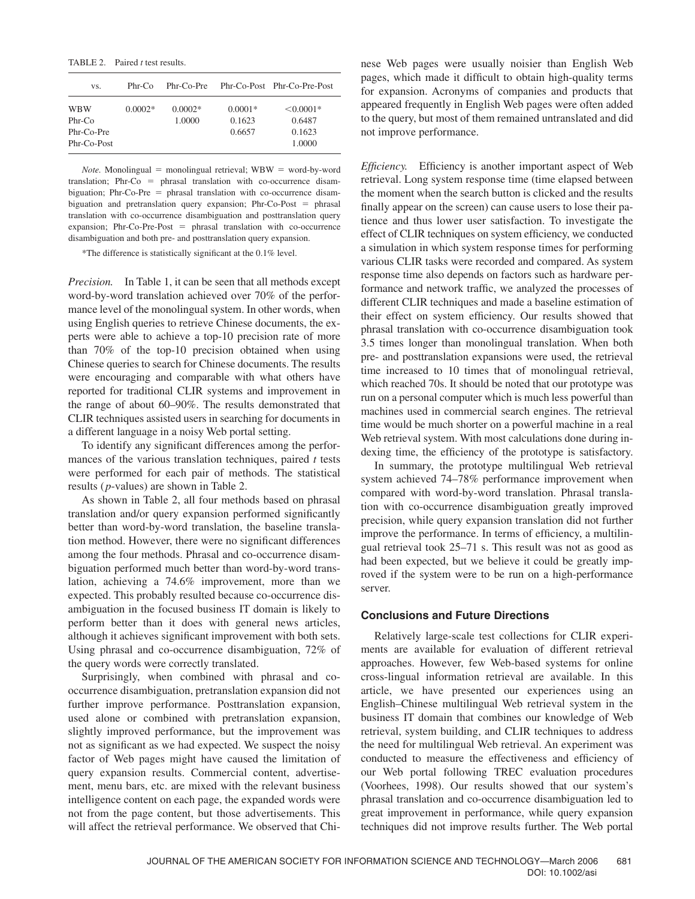TABLE 2. Paired *t* test results.

| vs. | Phr-Co | Phr-Co-Pre | Phr-Co-Post | Phr-Co-Pre-Post |
|---|---|---|---|---|
| WBW | 0.0002* | 0.0002* | 0.0001* | <0.0001* |
| Phr-Co | | 1.0000 | 0.1623 | 0.6487 |
| Phr-Co-Pre | | | 0.6657 | 0.1623 |
| Phr-Co-Post | | | | 1.0000 |

*Note.* Monolingual = monolingual retrieval; WBW = word-by-word translation; Phr-Co = phrasal translation with co-occurrence disambiguation; Phr-Co-Pre = phrasal translation with co-occurrence disambiguation and pretranslation query expansion; Phr-Co-Post = phrasal translation with co-occurrence disambiguation and posttranslation query expansion; Phr-Co-Pre-Post = phrasal translation with co-occurrence disambiguation and both pre- and posttranslation query expansion.

*The difference is statistically significant at the 0.1% level.

*Precision.* In Table 1, it can be seen that all methods except word-by-word translation achieved over 70% of the performance level of the monolingual system. In other words, when using English queries to retrieve Chinese documents, the experts were able to achieve a top-10 precision rate of more than 70% of the top-10 precision obtained when using Chinese queries to search for Chinese documents. The results were encouraging and comparable with what others have reported for traditional CLIR systems and improvement in the range of about 60–90%. The results demonstrated that CLIR techniques assisted users in searching for documents in a different language in a noisy Web portal setting.

To identify any significant differences among the performances of the various translation techniques, paired *t* tests were performed for each pair of methods. The statistical results (*p*-values) are shown in Table 2.

As shown in Table 2, all four methods based on phrasal translation and/or query expansion performed significantly better than word-by-word translation, the baseline translation method. However, there were no significant differences among the four methods. Phrasal and co-occurrence disambiguation performed much better than word-by-word translation, achieving a 74.6% improvement, more than we expected. This probably resulted because co-occurrence disambiguation in the focused business IT domain is likely to perform better than it does with general news articles, although it achieves significant improvement with both sets. Using phrasal and co-occurrence disambiguation, 72% of the query words were correctly translated.

Surprisingly, when combined with phrasal and co-occurrence disambiguation, pretranslation expansion did not further improve performance. Posttranslation expansion, used alone or combined with pretranslation expansion, slightly improved performance, but the improvement was not as significant as we had expected. We suspect the noisy factor of Web pages might have caused the limitation of query expansion results. Commercial content, advertisement, menu bars, etc. are mixed with the relevant business intelligence content on each page, the expanded words were not from the page content, but those advertisements. This will affect the retrieval performance. We observed that Chinese Web pages were usually noisier than English Web pages, which made it difficult to obtain high-quality terms for expansion. Acronyms of companies and products that appeared frequently in English Web pages were often added to the query, but most of them remained untranslated and did not improve performance.

*Efficiency.* Efficiency is another important aspect of Web retrieval. Long system response time (time elapsed between the moment when the search button is clicked and the results finally appear on the screen) can cause users to lose their patience and thus lower user satisfaction. To investigate the effect of CLIR techniques on system efficiency, we conducted a simulation in which system response times for performing various CLIR tasks were recorded and compared. As system response time also depends on factors such as hardware performance and network traffic, we analyzed the processes of different CLIR techniques and made a baseline estimation of their effect on system efficiency. Our results showed that phrasal translation with co-occurrence disambiguation took 3.5 times longer than monolingual translation. When both pre- and posttranslation expansions were used, the retrieval time increased to 10 times that of monolingual retrieval, which reached 70s. It should be noted that our prototype was run on a personal computer which is much less powerful than machines used in commercial search engines. The retrieval time would be much shorter on a powerful machine in a real Web retrieval system. With most calculations done during indexing time, the efficiency of the prototype is satisfactory.

In summary, the prototype multilingual Web retrieval system achieved 74–78% performance improvement when compared with word-by-word translation. Phrasal translation with co-occurrence disambiguation greatly improved precision, while query expansion translation did not further improve the performance. In terms of efficiency, a multilingual retrieval took 25–71 s. This result was not as good as had been expected, but we believe it could be greatly improved if the system were to be run on a high-performance server.

## Conclusions and Future Directions

Relatively large-scale test collections for CLIR experiments are available for evaluation of different retrieval approaches. However, few Web-based systems for online cross-lingual information retrieval are available. In this article, we have presented our experiences using an English–Chinese multilingual Web retrieval system in the business IT domain that combines our knowledge of Web retrieval, system building, and CLIR techniques to address the need for multilingual Web retrieval. An experiment was conducted to measure the effectiveness and efficiency of our Web portal following TREC evaluation procedures (Voorhees, 1998). Our results showed that our system's phrasal translation and co-occurrence disambiguation led to great improvement in performance, while query expansion techniques did not improve results further. The Web portal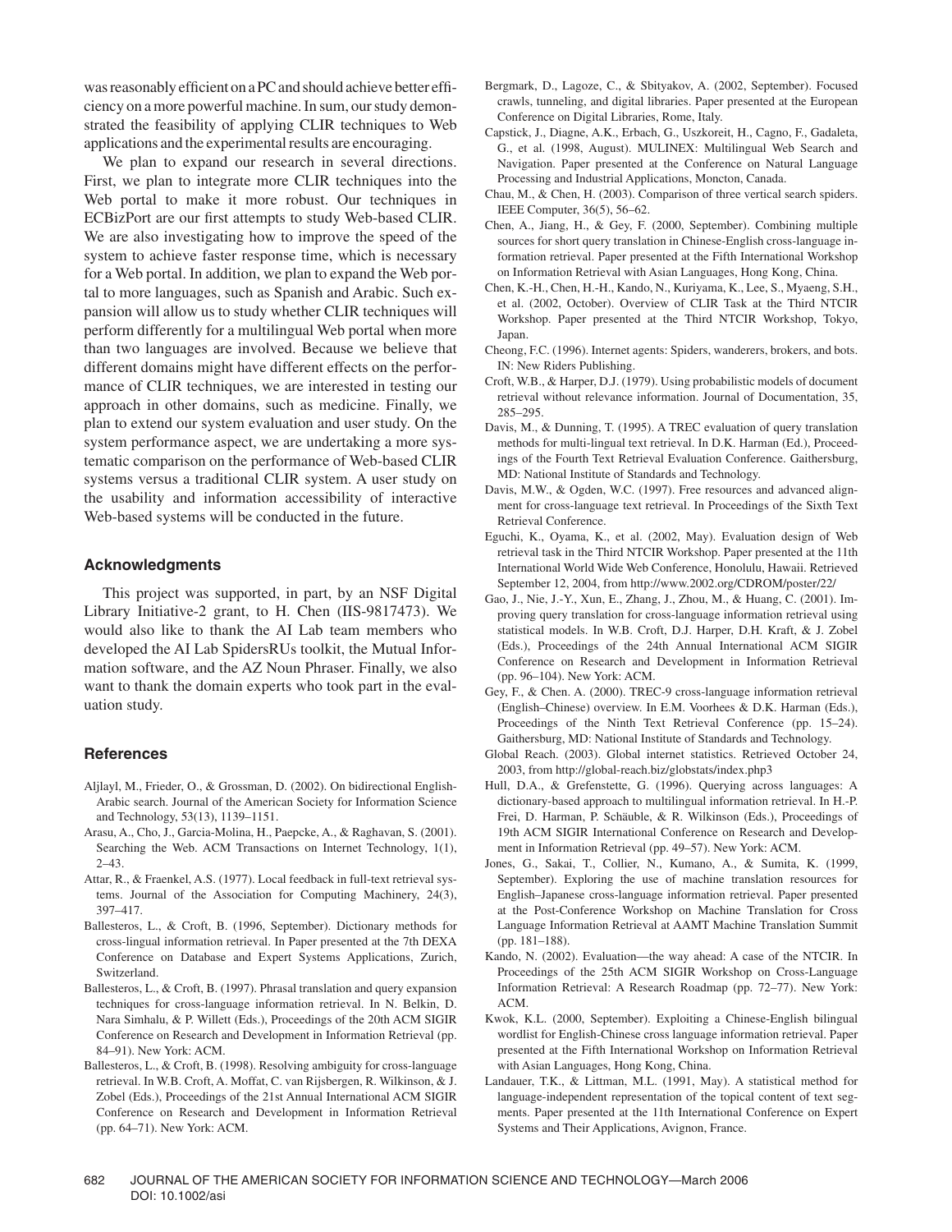was reasonably efficient on a PC and should achieve better efficiency on a more powerful machine. In sum, our study demonstrated the feasibility of applying CLIR techniques to Web applications and the experimental results are encouraging.

We plan to expand our research in several directions. First, we plan to integrate more CLIR techniques into the Web portal to make it more robust. Our techniques in ECBizPort are our first attempts to study Web-based CLIR. We are also investigating how to improve the speed of the system to achieve faster response time, which is necessary for a Web portal. In addition, we plan to expand the Web portal to more languages, such as Spanish and Arabic. Such expansion will allow us to study whether CLIR techniques will perform differently for a multilingual Web portal when more than two languages are involved. Because we believe that different domains might have different effects on the performance of CLIR techniques, we are interested in testing our approach in other domains, such as medicine. Finally, we plan to extend our system evaluation and user study. On the system performance aspect, we are undertaking a more systematic comparison on the performance of Web-based CLIR systems versus a traditional CLIR system. A user study on the usability and information accessibility of interactive Web-based systems will be conducted in the future.

## Acknowledgments

This project was supported, in part, by an NSF Digital Library Initiative-2 grant, to H. Chen (IIS-9817473). We would also like to thank the AI Lab team members who developed the AI Lab SpidersRUs toolkit, the Mutual Information software, and the AZ Noun Phraser. Finally, we also want to thank the domain experts who took part in the evaluation study.

## References

Aljlayl, M., Frieder, O., & Grossman, D. (2002). On bidirectional English-Arabic search. Journal of the American Society for Information Science and Technology, 53(13), 1139–1151.

Arasu, A., Cho, J., Garcia-Molina, H., Paepcke, A., & Raghavan, S. (2001). Searching the Web. ACM Transactions on Internet Technology, 1(1), 2–43.

Attar, R., & Fraenkel, A.S. (1977). Local feedback in full-text retrieval systems. Journal of the Association for Computing Machinery, 24(3), 397–417.

Ballesteros, L., & Croft, B. (1996, September). Dictionary methods for cross-lingual information retrieval. In Paper presented at the 7th DEXA Conference on Database and Expert Systems Applications, Zurich, Switzerland.

Ballesteros, L., & Croft, B. (1997). Phrasal translation and query expansion techniques for cross-language information retrieval. In N. Belkin, D. Nara Simhalu, & P. Willett (Eds.), Proceedings of the 20th ACM SIGIR Conference on Research and Development in Information Retrieval (pp. 84–91). New York: ACM.

Ballesteros, L., & Croft, B. (1998). Resolving ambiguity for cross-language retrieval. In W.B. Croft, A. Moffat, C. van Rijsbergen, R. Wilkinson, & J. Zobel (Eds.), Proceedings of the 21st Annual International ACM SIGIR Conference on Research and Development in Information Retrieval (pp. 64–71). New York: ACM.

Bergmark, D., Lagoze, C., & Sbityakov, A. (2002, September). Focused crawls, tunneling, and digital libraries. Paper presented at the European Conference on Digital Libraries, Rome, Italy.

Capstick, J., Diagne, A.K., Erbach, G., Uszkoreit, H., Cagno, F., Gadaleta, G., et al. (1998, August). MULINEX: Multilingual Web Search and Navigation. Paper presented at the Conference on Natural Language Processing and Industrial Applications, Moncton, Canada.

Chau, M., & Chen, H. (2003). Comparison of three vertical search spiders. IEEE Computer, 36(5), 56–62.

Chen, A., Jiang, H., & Gey, F. (2000, September). Combining multiple sources for short query translation in Chinese-English cross-language information retrieval. Paper presented at the Fifth International Workshop on Information Retrieval with Asian Languages, Hong Kong, China.

Chen, K.-H., Chen, H.-H., Kando, N., Kuriyama, K., Lee, S., Myaeng, S.H., et al. (2002, October). Overview of CLIR Task at the Third NTCIR Workshop. Paper presented at the Third NTCIR Workshop, Tokyo, Japan.

Cheong, F.C. (1996). Internet agents: Spiders, wanderers, brokers, and bots. IN: New Riders Publishing.

Croft, W.B., & Harper, D.J. (1979). Using probabilistic models of document retrieval without relevance information. Journal of Documentation, 35, 285–295.

Davis, M., & Dunning, T. (1995). A TREC evaluation of query translation methods for multi-lingual text retrieval. In D.K. Harman (Ed.), Proceedings of the Fourth Text Retrieval Evaluation Conference. Gaithersburg, MD: National Institute of Standards and Technology.

Davis, M.W., & Ogden, W.C. (1997). Free resources and advanced alignment for cross-language text retrieval. In Proceedings of the Sixth Text Retrieval Conference.

Eguchi, K., Oyama, K., et al. (2002, May). Evaluation design of Web retrieval task in the Third NTCIR Workshop. Paper presented at the 11th International World Wide Web Conference, Honolulu, Hawaii. Retrieved September 12, 2004, from http://www.2002.org/CDROM/poster/22/

Gao, J., Nie, J.-Y., Xun, E., Zhang, J., Zhou, M., & Huang, C. (2001). Improving query translation for cross-language information retrieval using statistical models. In W.B. Croft, D.J. Harper, D.H. Kraft, & J. Zobel (Eds.), Proceedings of the 24th Annual International ACM SIGIR Conference on Research and Development in Information Retrieval (pp. 96–104). New York: ACM.

Gey, F., & Chen. A. (2000). TREC-9 cross-language information retrieval (English–Chinese) overview. In E.M. Voorhees & D.K. Harman (Eds.), Proceedings of the Ninth Text Retrieval Conference (pp. 15–24). Gaithersburg, MD: National Institute of Standards and Technology.

Global Reach. (2003). Global internet statistics. Retrieved October 24, 2003, from http://global-reach.biz/globstats/index.php3

Hull, D.A., & Grefenstette, G. (1996). Querying across languages: A dictionary-based approach to multilingual information retrieval. In H.-P. Frei, D. Harman, P. Schäuble, & R. Wilkinson (Eds.), Proceedings of 19th ACM SIGIR International Conference on Research and Development in Information Retrieval (pp. 49–57). New York: ACM.

Jones, G., Sakai, T., Collier, N., Kumano, A., & Sumita, K. (1999, September). Exploring the use of machine translation resources for English–Japanese cross-language information retrieval. Paper presented at the Post-Conference Workshop on Machine Translation for Cross Language Information Retrieval at AAMT Machine Translation Summit (pp. 181–188).

Kando, N. (2002). Evaluation—the way ahead: A case of the NTCIR. In Proceedings of the 25th ACM SIGIR Workshop on Cross-Language Information Retrieval: A Research Roadmap (pp. 72–77). New York: ACM.

Kwok, K.L. (2000, September). Exploiting a Chinese-English bilingual wordlist for English-Chinese cross language information retrieval. Paper presented at the Fifth International Workshop on Information Retrieval with Asian Languages, Hong Kong, China.

Landauer, T.K., & Littman, M.L. (1991, May). A statistical method for language-independent representation of the topical content of text segments. Paper presented at the 11th International Conference on Expert Systems and Their Applications, Avignon, France.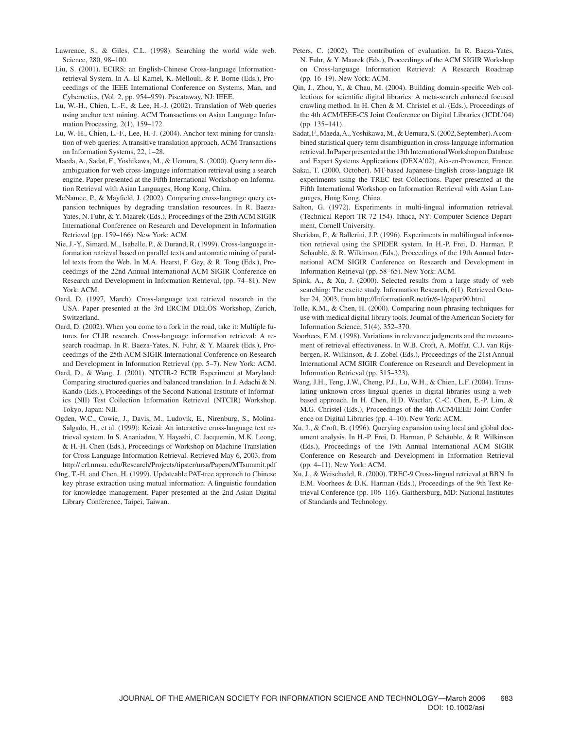Lawrence, S., & Giles, C.L. (1998). Searching the world wide web. Science, 280, 98–100.

Liu, S. (2001). ECIRS: an English-Chinese Cross-language Information-retrieval System. In A. El Kamel, K. Mellouli, & P. Borne (Eds.), Proceedings of the IEEE International Conference on Systems, Man, and Cybernetics, (Vol. 2, pp. 954–959). Piscataway, NJ: IEEE.

Lu, W.-H., Chien, L.-F., & Lee, H.-J. (2002). Translation of Web queries using anchor text mining. ACM Transactions on Asian Language Information Processing, 2(1), 159–172.

Lu, W.-H., Chien, L.-F., Lee, H.-J. (2004). Anchor text mining for translation of web queries: A transitive translation approach. ACM Transactions on Information Systems, 22, 1–28.

Maeda, A., Sadat, F., Yoshikawa, M., & Uemura, S. (2000). Query term disambiguation for web cross-language information retrieval using a search engine. Paper presented at the Fifth International Workshop on Information Retrieval with Asian Languages, Hong Kong, China.

McNamee, P., & Mayfield, J. (2002). Comparing cross-language query expansion techniques by degrading translation resources. In R. Baeza-Yates, N. Fuhr, & Y. Maarek (Eds.), Proceedings of the 25th ACM SIGIR International Conference on Research and Development in Information Retrieval (pp. 159–166). New York: ACM.

Nie, J.-Y., Simard, M., Isabelle, P., & Durand, R. (1999). Cross-language information retrieval based on parallel texts and automatic mining of parallel texts from the Web. In M.A. Hearst, F. Gey, & R. Tong (Eds.), Proceedings of the 22nd Annual International ACM SIGIR Conference on Research and Development in Information Retrieval, (pp. 74–81). New York: ACM.

Oard, D. (1997, March). Cross-language text retrieval research in the USA. Paper presented at the 3rd ERCIM DELOS Workshop, Zurich, Switzerland.

Oard, D. (2002). When you come to a fork in the road, take it: Multiple futures for CLIR research. Cross-language information retrieval: A research roadmap. In R. Baeza-Yates, N. Fuhr, & Y. Maarek (Eds.), Proceedings of the 25th ACM SIGIR International Conference on Research and Development in Information Retrieval (pp. 5–7). New York: ACM.

Oard, D., & Wang, J. (2001). NTCIR-2 ECIR Experiment at Maryland: Comparing structured queries and balanced translation. In J. Adachi & N. Kando (Eds.), Proceedings of the Second National Institute of Informatics (NII) Test Collection Information Retrieval (NTCIR) Workshop. Tokyo, Japan: NII.

Ogden, W.C., Cowie, J., Davis, M., Ludovik, E., Nirenburg, S., Molina-Salgado, H., et al. (1999): Keizai: An interactive cross-language text retrieval system. In S. Ananiadou, Y. Hayashi, C. Jacquemin, M.K. Leong, & H.-H. Chen (Eds.), Proceedings of Workshop on Machine Translation for Cross Language Information Retrieval. Retrieved May 6, 2003, from http:// crl.nmsu. edu/Research/Projects/tipster/ursa/Papers/MTsummit.pdf

Ong, T.-H. and Chen, H. (1999). Updateable PAT-tree approach to Chinese key phrase extraction using mutual information: A linguistic foundation for knowledge management. Paper presented at the 2nd Asian Digital Library Conference, Taipei, Taiwan.

Peters, C. (2002). The contribution of evaluation. In R. Baeza-Yates, N. Fuhr, & Y. Maarek (Eds.), Proceedings of the ACM SIGIR Workshop on Cross-language Information Retrieval: A Research Roadmap (pp. 16–19). New York: ACM.

Qin, J., Zhou, Y., & Chau, M. (2004). Building domain-specific Web collections for scientific digital libraries: A meta-search enhanced focused crawling method. In H. Chen & M. Christel et al. (Eds.), Proceedings of the 4th ACM/IEEE-CS Joint Conference on Digital Libraries (JCDL'04) (pp. 135–141).

Sadat, F., Maeda, A., Yoshikawa, M., & Uemura, S. (2002, September). A combined statistical query term disambiguation in cross-language information retrieval. In Paper presented at the 13th International Workshop on Database and Expert Systems Applications (DEXA'02), Aix-en-Provence, France.

Sakai, T. (2000, October). MT-based Japanese-English cross-language IR experiments using the TREC test Collections. Paper presented at the Fifth International Workshop on Information Retrieval with Asian Languages, Hong Kong, China.

Salton, G. (1972). Experiments in multi-lingual information retrieval. (Technical Report TR 72-154). Ithaca, NY: Computer Science Department, Cornell University.

Sheridan, P., & Ballerini, J.P. (1996). Experiments in multilingual information retrieval using the SPIDER system. In H.-P. Frei, D. Harman, P. Schäuble, & R. Wilkinson (Eds.), Proceedings of the 19th Annual International ACM SIGIR Conference on Research and Development in Information Retrieval (pp. 58–65). New York: ACM.

Spink, A., & Xu, J. (2000). Selected results from a large study of web searching: The excite study. Information Research, 6(1). Retrieved October 24, 2003, from http://InformationR.net/ir/6-1/paper90.html

Tolle, K.M., & Chen, H. (2000). Comparing noun phrasing techniques for use with medical digital library tools. Journal of the American Society for Information Science, 51(4), 352–370.

Voorhees, E.M. (1998). Variations in relevance judgments and the measurement of retrieval effectiveness. In W.B. Croft, A. Moffat, C.J. van Rijsbergen, R. Wilkinson, & J. Zobel (Eds.), Proceedings of the 21st Annual International ACM SIGIR Conference on Research and Development in Information Retrieval (pp. 315–323).

Wang, J.H., Teng, J.W., Cheng, P.J., Lu, W.H., & Chien, L.F. (2004). Translating unknown cross-lingual queries in digital libraries using a web-based approach. In H. Chen, H.D. Wactlar, C.-C. Chen, E.-P. Lim, & M.G. Christel (Eds.), Proceedings of the 4th ACM/IEEE Joint Conference on Digital Libraries (pp. 4–10). New York: ACM.

Xu, J., & Croft, B. (1996). Querying expansion using local and global document analysis. In H.-P. Frei, D. Harman, P. Schäuble, & R. Wilkinson (Eds.), Proceedings of the 19th Annual International ACM SIGIR Conference on Research and Development in Information Retrieval (pp. 4–11). New York: ACM.

Xu, J., & Weischedel, R. (2000). TREC-9 Cross-lingual retrieval at BBN. In E.M. Voorhees & D.K. Harman (Eds.), Proceedings of the 9th Text Retrieval Conference (pp. 106–116). Gaithersburg, MD: National Institutes of Standards and Technology.